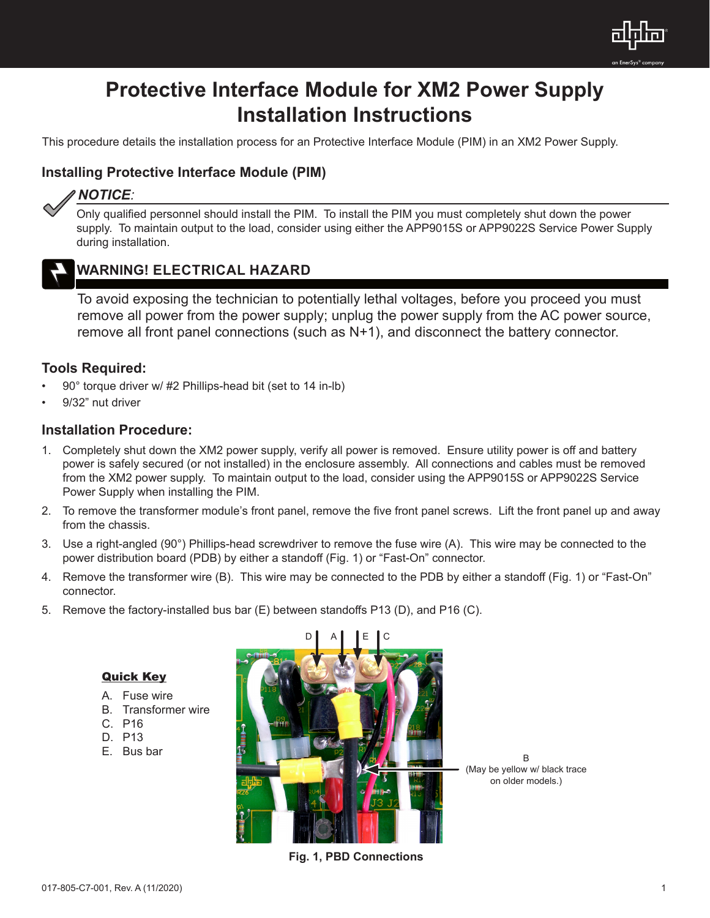# Protective Interface Module for XM2 Power Supply Installation Instructions

This procedure details the installation process for an Protective Interface Module (PIM) in an XM2 Power Supply.

## Installing Protective Interface Module (PIM)

***NOTICE:***

Only qualified personnel should install the PIM. To install the PIM you must completely shut down the power supply. To maintain output to the load, consider using either the APP9015S or APP9022S Service Power Supply during installation.

**WARNING! ELECTRICAL HAZARD**

To avoid exposing the technician to potentially lethal voltages, before you proceed you must remove all power from the power supply; unplug the power supply from the AC power source, remove all front panel connections (such as N+1), and disconnect the battery connector.

### Tools Required:

- 90° torque driver w/ #2 Phillips-head bit (set to 14 in-lb)
- 9/32" nut driver

### Installation Procedure:

1. Completely shut down the XM2 power supply, verify all power is removed. Ensure utility power is off and battery power is safely secured (or not installed) in the enclosure assembly. All connections and cables must be removed from the XM2 power supply. To maintain output to the load, consider using the APP9015S or APP9022S Service Power Supply when installing the PIM.
2. To remove the transformer module's front panel, remove the five front panel screws. Lift the front panel up and away from the chassis.
3. Use a right-angled (90°) Phillips-head screwdriver to remove the fuse wire (A). This wire may be connected to the power distribution board (PDB) by either a standoff (Fig. 1) or "Fast-On" connector.
4. Remove the transformer wire (B). This wire may be connected to the PDB by either a standoff (Fig. 1) or "Fast-On" connector.
5. Remove the factory-installed bus bar (E) between standoffs P13 (D), and P16 (C).

**Quick Key**

A. Fuse wire
B. Transformer wire
C. P16
D. P13
E. Bus bar

D A E C

B
(May be yellow w/ black trace on older models.)

**Fig. 1, PBD Connections**

017-805-C7-001, Rev. A (11/2020)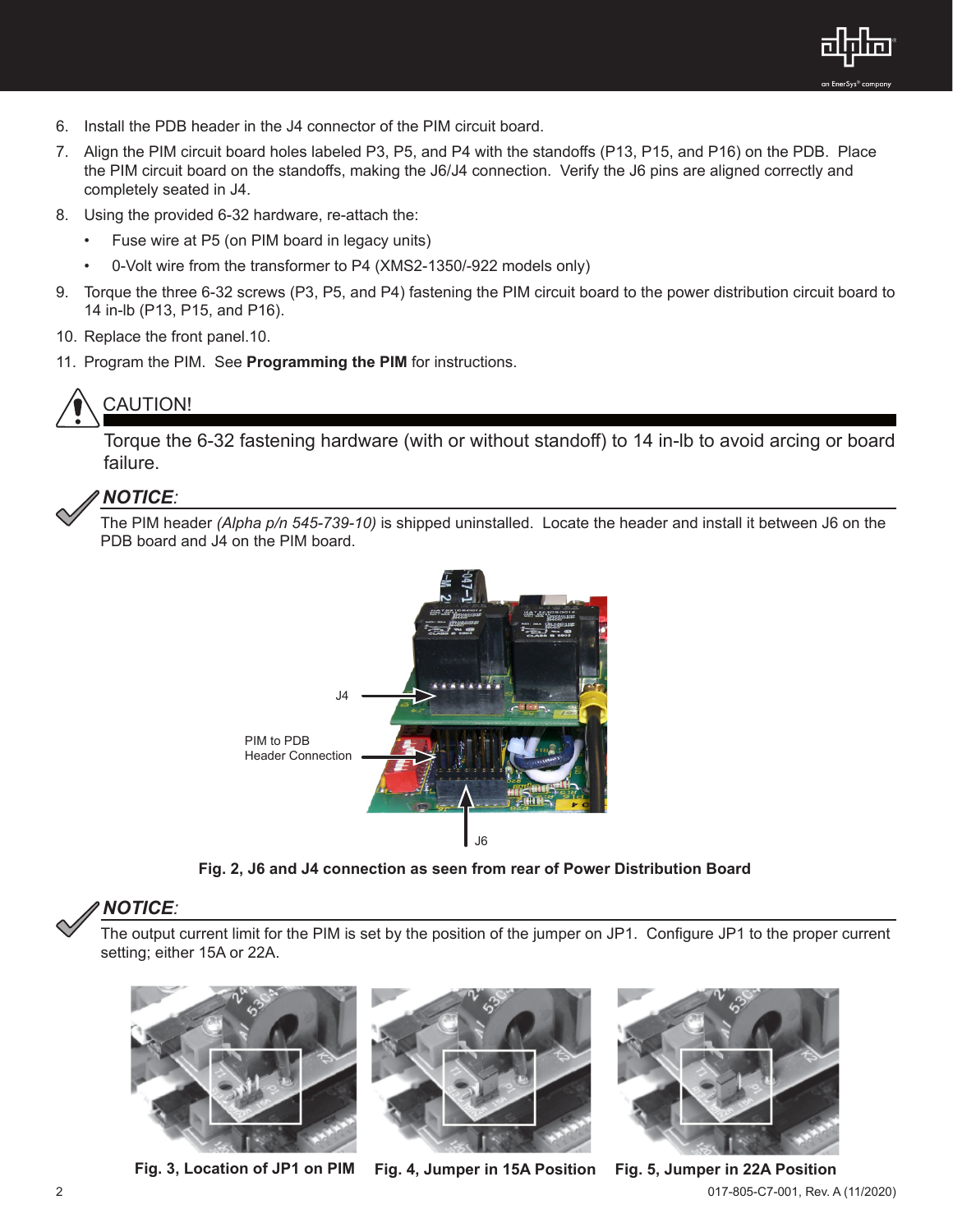6. Install the PDB header in the J4 connector of the PIM circuit board.
7. Align the PIM circuit board holes labeled P3, P5, and P4 with the standoffs (P13, P15, and P16) on the PDB. Place the PIM circuit board on the standoffs, making the J6/J4 connection. Verify the J6 pins are aligned correctly and completely seated in J4.
8. Using the provided 6-32 hardware, re-attach the:
   - Fuse wire at P5 (on PIM board in legacy units)
   - 0-Volt wire from the transformer to P4 (XMS2-1350/-922 models only)
9. Torque the three 6-32 screws (P3, P5, and P4) fastening the PIM circuit board to the power distribution circuit board to 14 in-lb (P13, P15, and P16).
10. Replace the front panel.10.
11. Program the PIM. See **Programming the PIM** for instructions.

CAUTION!

Torque the 6-32 fastening hardware (with or without standoff) to 14 in-lb to avoid arcing or board failure.

***NOTICE:***

The PIM header *(Alpha p/n 545-739-10)* is shipped uninstalled. Locate the header and install it between J6 on the PDB board and J4 on the PIM board.

J4

PIM to PDB Header Connection

J6

**Fig. 2, J6 and J4 connection as seen from rear of Power Distribution Board**

***NOTICE:***

The output current limit for the PIM is set by the position of the jumper on JP1. Configure JP1 to the proper current setting; either 15A or 22A.

**Fig. 3, Location of JP1 on PIM**

**Fig. 4, Jumper in 15A Position**

**Fig. 5, Jumper in 22A Position**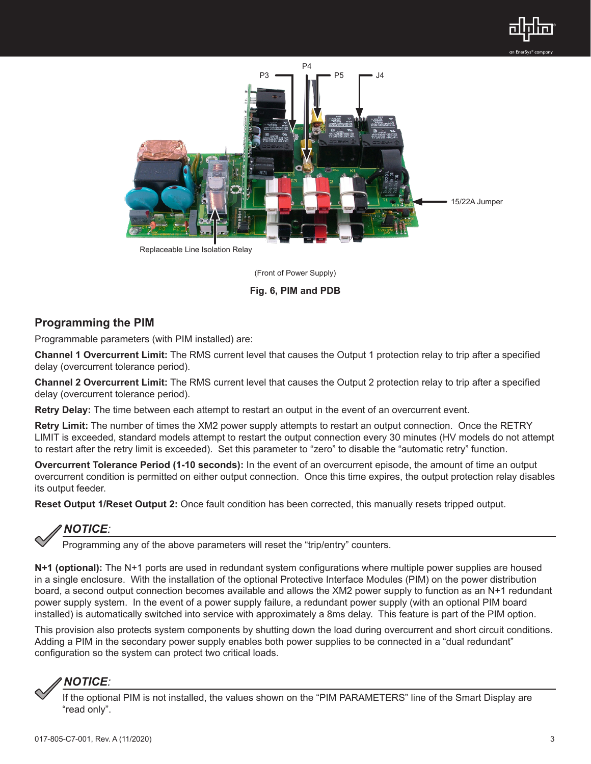P3 P4 P5 J4

15/22A Jumper

Replaceable Line Isolation Relay

(Front of Power Supply)

**Fig. 6, PIM and PDB**

## Programming the PIM

Programmable parameters (with PIM installed) are:

**Channel 1 Overcurrent Limit:** The RMS current level that causes the Output 1 protection relay to trip after a specified delay (overcurrent tolerance period).

**Channel 2 Overcurrent Limit:** The RMS current level that causes the Output 2 protection relay to trip after a specified delay (overcurrent tolerance period).

**Retry Delay:** The time between each attempt to restart an output in the event of an overcurrent event.

**Retry Limit:** The number of times the XM2 power supply attempts to restart an output connection. Once the RETRY LIMIT is exceeded, standard models attempt to restart the output connection every 30 minutes (HV models do not attempt to restart after the retry limit is exceeded). Set this parameter to "zero" to disable the "automatic retry" function.

**Overcurrent Tolerance Period (1-10 seconds):** In the event of an overcurrent episode, the amount of time an output overcurrent condition is permitted on either output connection. Once this time expires, the output protection relay disables its output feeder.

**Reset Output 1/Reset Output 2:** Once fault condition has been corrected, this manually resets tripped output.

***NOTICE:***

Programming any of the above parameters will reset the "trip/entry" counters.

**N+1 (optional):** The N+1 ports are used in redundant system configurations where multiple power supplies are housed in a single enclosure. With the installation of the optional Protective Interface Modules (PIM) on the power distribution board, a second output connection becomes available and allows the XM2 power supply to function as an N+1 redundant power supply system. In the event of a power supply failure, a redundant power supply (with an optional PIM board installed) is automatically switched into service with approximately a 8ms delay. This feature is part of the PIM option.

This provision also protects system components by shutting down the load during overcurrent and short circuit conditions. Adding a PIM in the secondary power supply enables both power supplies to be connected in a "dual redundant" configuration so the system can protect two critical loads.

***NOTICE:***

If the optional PIM is not installed, the values shown on the "PIM PARAMETERS" line of the Smart Display are "read only".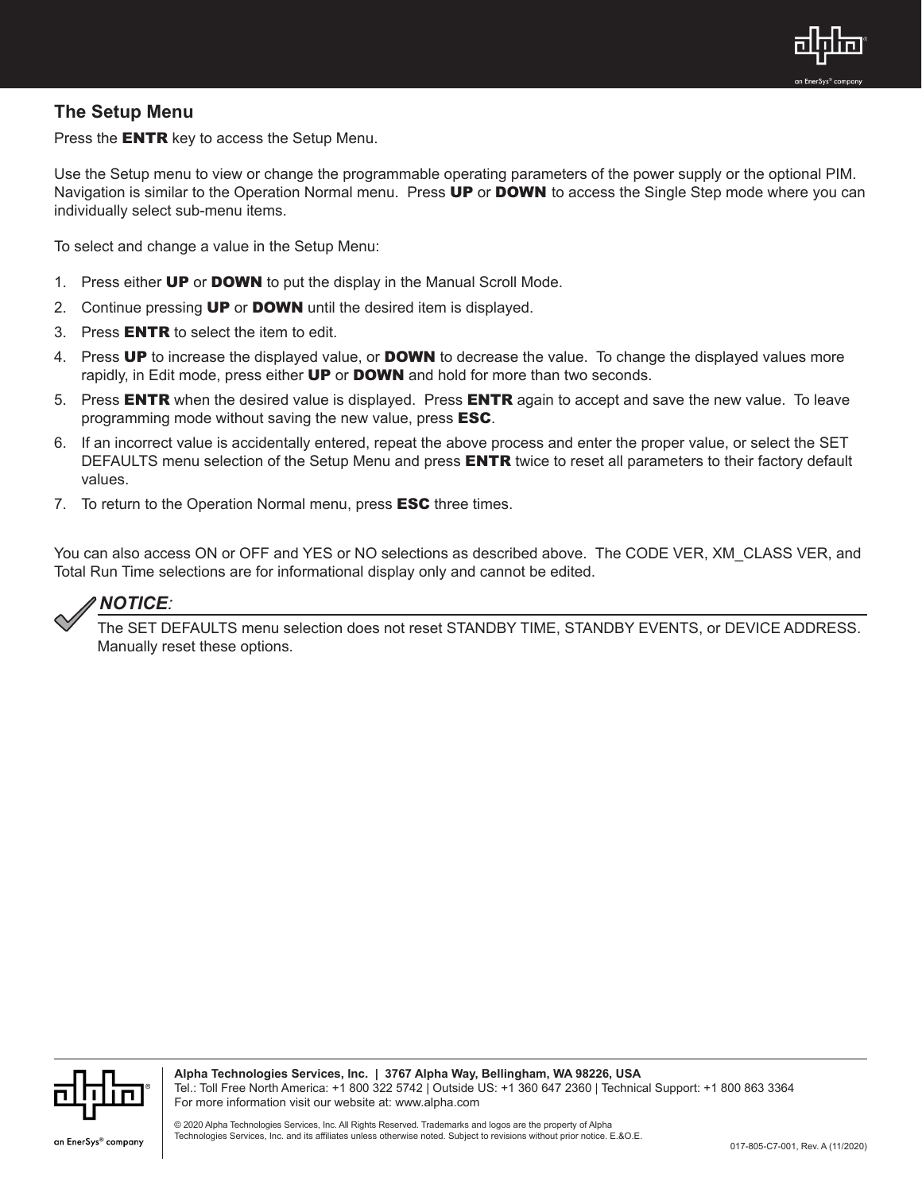## The Setup Menu

Press the **ENTR** key to access the Setup Menu.

Use the Setup menu to view or change the programmable operating parameters of the power supply or the optional PIM. Navigation is similar to the Operation Normal menu. Press **UP** or **DOWN** to access the Single Step mode where you can individually select sub-menu items.

To select and change a value in the Setup Menu:

1. Press either **UP** or **DOWN** to put the display in the Manual Scroll Mode.
2. Continue pressing **UP** or **DOWN** until the desired item is displayed.
3. Press **ENTR** to select the item to edit.
4. Press **UP** to increase the displayed value, or **DOWN** to decrease the value. To change the displayed values more rapidly, in Edit mode, press either **UP** or **DOWN** and hold for more than two seconds.
5. Press **ENTR** when the desired value is displayed. Press **ENTR** again to accept and save the new value. To leave programming mode without saving the new value, press **ESC**.
6. If an incorrect value is accidentally entered, repeat the above process and enter the proper value, or select the SET DEFAULTS menu selection of the Setup Menu and press **ENTR** twice to reset all parameters to their factory default values.
7. To return to the Operation Normal menu, press **ESC** three times.

You can also access ON or OFF and YES or NO selections as described above. The CODE VER, XM_CLASS VER, and Total Run Time selections are for informational display only and cannot be edited.

***NOTICE:***

The SET DEFAULTS menu selection does not reset STANDBY TIME, STANDBY EVENTS, or DEVICE ADDRESS. Manually reset these options.

**Alpha Technologies Services, Inc. | 3767 Alpha Way, Bellingham, WA 98226, USA**
Tel.: Toll Free North America: +1 800 322 5742 | Outside US: +1 360 647 2360 | Technical Support: +1 800 863 3364
For more information visit our website at: www.alpha.com

© 2020 Alpha Technologies Services, Inc. All Rights Reserved. Trademarks and logos are the property of Alpha Technologies Services, Inc. and its affiliates unless otherwise noted. Subject to revisions without prior notice. E.&O.E.

017-805-C7-001, Rev. A (11/2020)